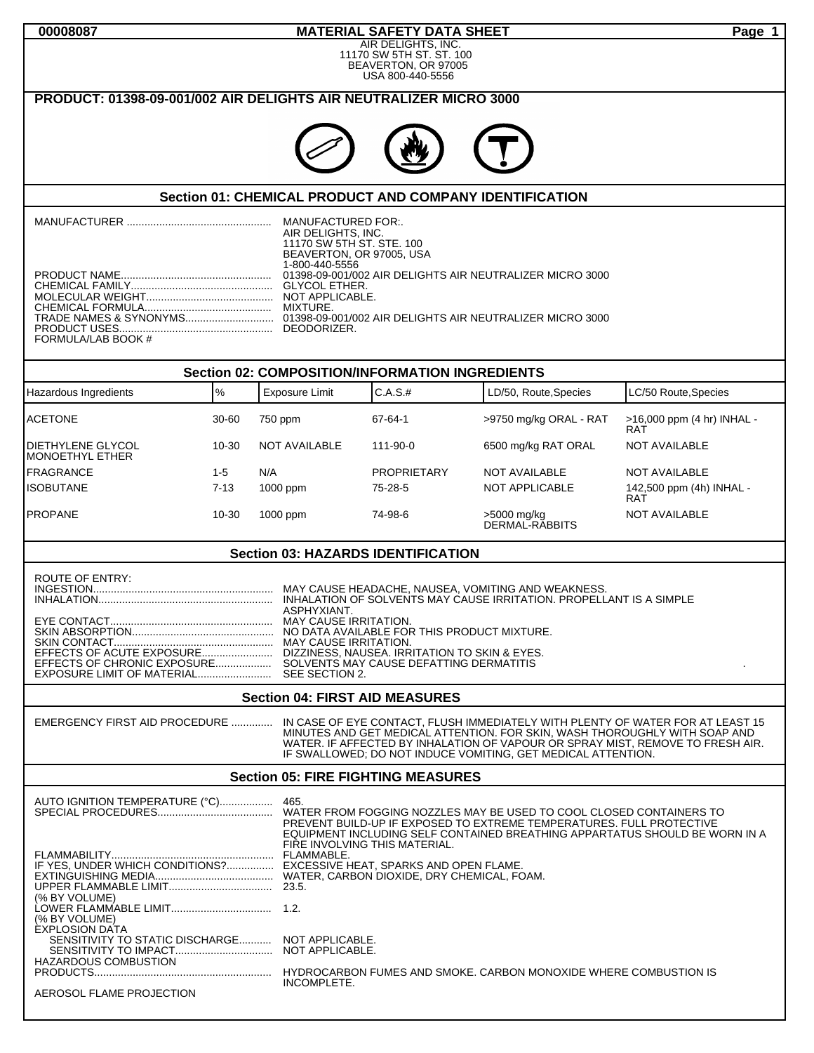# MATERIAL SAFETY DATA SHEET

00008087

AIR DELIGHTS, INC.
11170 SW 5TH ST. ST. 100
BEAVERTON, OR 97005
USA 800-440-5556

## PRODUCT: 01398-09-001/002 AIR DELIGHTS AIR NEUTRALIZER MICRO 3000

## Section 01: CHEMICAL PRODUCT AND COMPANY IDENTIFICATION

MANUFACTURER ................................................. MANUFACTURED FOR:.
AIR DELIGHTS, INC.
11170 SW 5TH ST. STE. 100
BEAVERTON, OR 97005, USA
1-800-440-5556

PRODUCT NAME................................................... 01398-09-001/002 AIR DELIGHTS AIR NEUTRALIZER MICRO 3000
CHEMICAL FAMILY................................................ GLYCOL ETHER.
MOLECULAR WEIGHT........................................... NOT APPLICABLE.
CHEMICAL FORMULA........................................... MIXTURE.
TRADE NAMES & SYNONYMS.............................. 01398-09-001/002 AIR DELIGHTS AIR NEUTRALIZER MICRO 3000
PRODUCT USES.................................................... DEODORIZER.
FORMULA/LAB BOOK #

## Section 02: COMPOSITION/INFORMATION INGREDIENTS

| Hazardous Ingredients | % | Exposure Limit | C.A.S.# | LD/50, Route,Species | LC/50 Route,Species |
|---|---|---|---|---|---|
| ACETONE | 30-60 | 750 ppm | 67-64-1 | >9750 mg/kg ORAL - RAT | >16,000 ppm (4 hr) INHAL - RAT |
| DIETHYLENE GLYCOL MONOETHYL ETHER | 10-30 | NOT AVAILABLE | 111-90-0 | 6500 mg/kg RAT ORAL | NOT AVAILABLE |
| FRAGRANCE | 1-5 | N/A | PROPRIETARY | NOT AVAILABLE | NOT AVAILABLE |
| ISOBUTANE | 7-13 | 1000 ppm | 75-28-5 | NOT APPLICABLE | 142,500 ppm (4h) INHAL - RAT |
| PROPANE | 10-30 | 1000 ppm | 74-98-6 | >5000 mg/kg DERMAL-RABBITS | NOT AVAILABLE |

## Section 03: HAZARDS IDENTIFICATION

ROUTE OF ENTRY:
INGESTION............................................................ MAY CAUSE HEADACHE, NAUSEA, VOMITING AND WEAKNESS.
INHALATION.......................................................... INHALATION OF SOLVENTS MAY CAUSE IRRITATION. PROPELLANT IS A SIMPLE ASPHYXIANT.
EYE CONTACT...................................................... MAY CAUSE IRRITATION.
SKIN ABSORPTION................................................ NO DATA AVAILABLE FOR THIS PRODUCT MIXTURE.
SKIN CONTACT...................................................... MAY CAUSE IRRITATION.
EFFECTS OF ACUTE EXPOSURE........................ DIZZINESS, NAUSEA. IRRITATION TO SKIN & EYES.
EFFECTS OF CHRONIC EXPOSURE................... SOLVENTS MAY CAUSE DEFATTING DERMATITIS .
EXPOSURE LIMIT OF MATERIAL......................... SEE SECTION 2.

## Section 04: FIRST AID MEASURES

EMERGENCY FIRST AID PROCEDURE .............. IN CASE OF EYE CONTACT, FLUSH IMMEDIATELY WITH PLENTY OF WATER FOR AT LEAST 15 MINUTES AND GET MEDICAL ATTENTION. FOR SKIN, WASH THOROUGHLY WITH SOAP AND WATER. IF AFFECTED BY INHALATION OF VAPOUR OR SPRAY MIST, REMOVE TO FRESH AIR. IF SWALLOWED; DO NOT INDUCE VOMITING, GET MEDICAL ATTENTION.

## Section 05: FIRE FIGHTING MEASURES

AUTO IGNITION TEMPERATURE (°C).................. 465.
SPECIAL PROCEDURES....................................... WATER FROM FOGGING NOZZLES MAY BE USED TO COOL CLOSED CONTAINERS TO PREVENT BUILD-UP IF EXPOSED TO EXTREME TEMPERATURES. FULL PROTECTIVE EQUIPMENT INCLUDING SELF CONTAINED BREATHING APPARTATUS SHOULD BE WORN IN A FIRE INVOLVING THIS MATERIAL.
FLAMMABILITY....................................................... FLAMMABLE.
IF YES, UNDER WHICH CONDITIONS?................ EXCESSIVE HEAT, SPARKS AND OPEN FLAME.
EXTINGUISHING MEDIA........................................ WATER, CARBON DIOXIDE, DRY CHEMICAL, FOAM.
UPPER FLAMMABLE LIMIT (% BY VOLUME).................................. 23.5.
LOWER FLAMMABLE LIMIT (% BY VOLUME).................................. 1.2.
EXPLOSION DATA
SENSITIVITY TO STATIC DISCHARGE........... NOT APPLICABLE.
SENSITIVITY TO IMPACT................................ NOT APPLICABLE.
HAZARDOUS COMBUSTION PRODUCTS........................................................... HYDROCARBON FUMES AND SMOKE. CARBON MONOXIDE WHERE COMBUSTION IS INCOMPLETE.
AEROSOL FLAME PROJECTION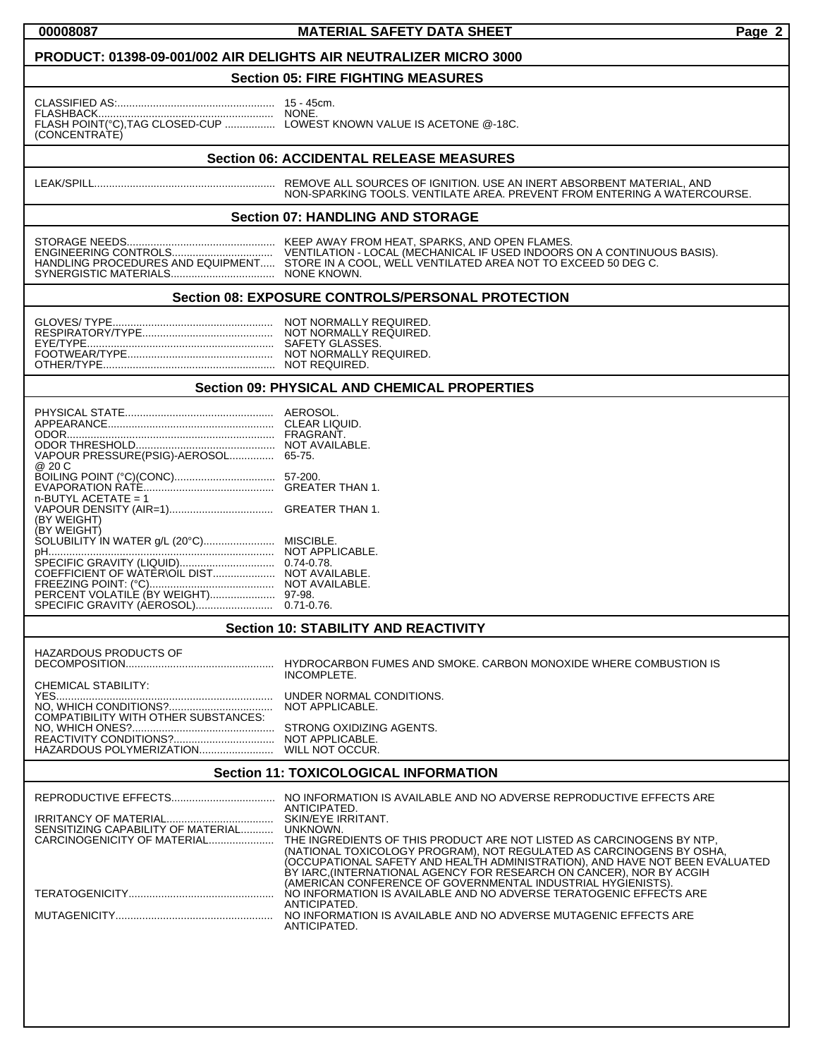**PRODUCT: 01398-09-001/002 AIR DELIGHTS AIR NEUTRALIZER MICRO 3000**

## Section 05: FIRE FIGHTING MEASURES

CLASSIFIED AS:...................................................... 15 - 45cm.
FLASHBACK........................................................... NONE.
FLASH POINT(°C),TAG CLOSED-CUP ................. LOWEST KNOWN VALUE IS ACETONE @-18C.
(CONCENTRATE)

## Section 06: ACCIDENTAL RELEASE MEASURES

LEAK/SPILL............................................................. REMOVE ALL SOURCES OF IGNITION. USE AN INERT ABSORBENT MATERIAL, AND NON-SPARKING TOOLS. VENTILATE AREA. PREVENT FROM ENTERING A WATERCOURSE.

## Section 07: HANDLING AND STORAGE

STORAGE NEEDS.................................................. KEEP AWAY FROM HEAT, SPARKS, AND OPEN FLAMES.
ENGINEERING CONTROLS.................................. VENTILATION - LOCAL (MECHANICAL IF USED INDOORS ON A CONTINUOUS BASIS).
HANDLING PROCEDURES AND EQUIPMENT..... STORE IN A COOL, WELL VENTILATED AREA NOT TO EXCEED 50 DEG C.
SYNERGISTIC MATERIALS.................................. NONE KNOWN.

## Section 08: EXPOSURE CONTROLS/PERSONAL PROTECTION

GLOVES/ TYPE...................................................... NOT NORMALLY REQUIRED.
RESPIRATORY/TYPE........................................... NOT NORMALLY REQUIRED.
EYE/TYPE.............................................................. SAFETY GLASSES.
FOOTWEAR/TYPE................................................. NOT NORMALLY REQUIRED.
OTHER/TYPE......................................................... NOT REQUIRED.

## Section 09: PHYSICAL AND CHEMICAL PROPERTIES

PHYSICAL STATE.................................................. AEROSOL.
APPEARANCE....................................................... CLEAR LIQUID.
ODOR..................................................................... FRAGRANT.
ODOR THRESHOLD............................................... NOT AVAILABLE.
VAPOUR PRESSURE(PSIG)-AEROSOL............... 65-75.
@ 20 C
BOILING POINT (°C)(CONC).................................. 57-200.
EVAPORATION RATE........................................... GREATER THAN 1.
n-BUTYL ACETATE = 1
VAPOUR DENSITY (AIR=1)................................... GREATER THAN 1.
(BY WEIGHT)
(BY WEIGHT)
SOLUBILITY IN WATER g/L (20°C)........................ MISCIBLE.
pH.......................................................................... NOT APPLICABLE.
SPECIFIC GRAVITY (LIQUID)................................ 0.74-0.78.
COEFFICIENT OF WATER\OIL DIST..................... NOT AVAILABLE.
FREEZING POINT: (°C).......................................... NOT AVAILABLE.
PERCENT VOLATILE (BY WEIGHT)...................... 97-98.
SPECIFIC GRAVITY (AEROSOL).......................... 0.71-0.76.

## Section 10: STABILITY AND REACTIVITY

HAZARDOUS PRODUCTS OF DECOMPOSITION................................................. HYDROCARBON FUMES AND SMOKE. CARBON MONOXIDE WHERE COMBUSTION IS INCOMPLETE.
CHEMICAL STABILITY:
YES......................................................................... UNDER NORMAL CONDITIONS.
NO, WHICH CONDITIONS?................................... NOT APPLICABLE.
COMPATIBILITY WITH OTHER SUBSTANCES:
NO, WHICH ONES?................................................ STRONG OXIDIZING AGENTS.
REACTIVITY CONDITIONS?.................................. NOT APPLICABLE.
HAZARDOUS POLYMERIZATION......................... WILL NOT OCCUR.

## Section 11: TOXICOLOGICAL INFORMATION

REPRODUCTIVE EFFECTS.................................. NO INFORMATION IS AVAILABLE AND NO ADVERSE REPRODUCTIVE EFFECTS ARE ANTICIPATED.
IRRITANCY OF MATERIAL.................................... SKIN/EYE IRRITANT.
SENSITIZING CAPABILITY OF MATERIAL........... UNKNOWN.
CARCINOGENICITY OF MATERIAL...................... THE INGREDIENTS OF THIS PRODUCT ARE NOT LISTED AS CARCINOGENS BY NTP, (NATIONAL TOXICOLOGY PROGRAM), NOT REGULATED AS CARCINOGENS BY OSHA, (OCCUPATIONAL SAFETY AND HEALTH ADMINISTRATION), AND HAVE NOT BEEN EVALUATED BY IARC,(INTERNATIONAL AGENCY FOR RESEARCH ON CANCER), NOR BY ACGIH (AMERICAN CONFERENCE OF GOVERNMENTAL INDUSTRIAL HYGIENISTS).
TERATOGENICITY................................................. NO INFORMATION IS AVAILABLE AND NO ADVERSE TERATOGENIC EFFECTS ARE ANTICIPATED.
MUTAGENICITY..................................................... NO INFORMATION IS AVAILABLE AND NO ADVERSE MUTAGENIC EFFECTS ARE ANTICIPATED.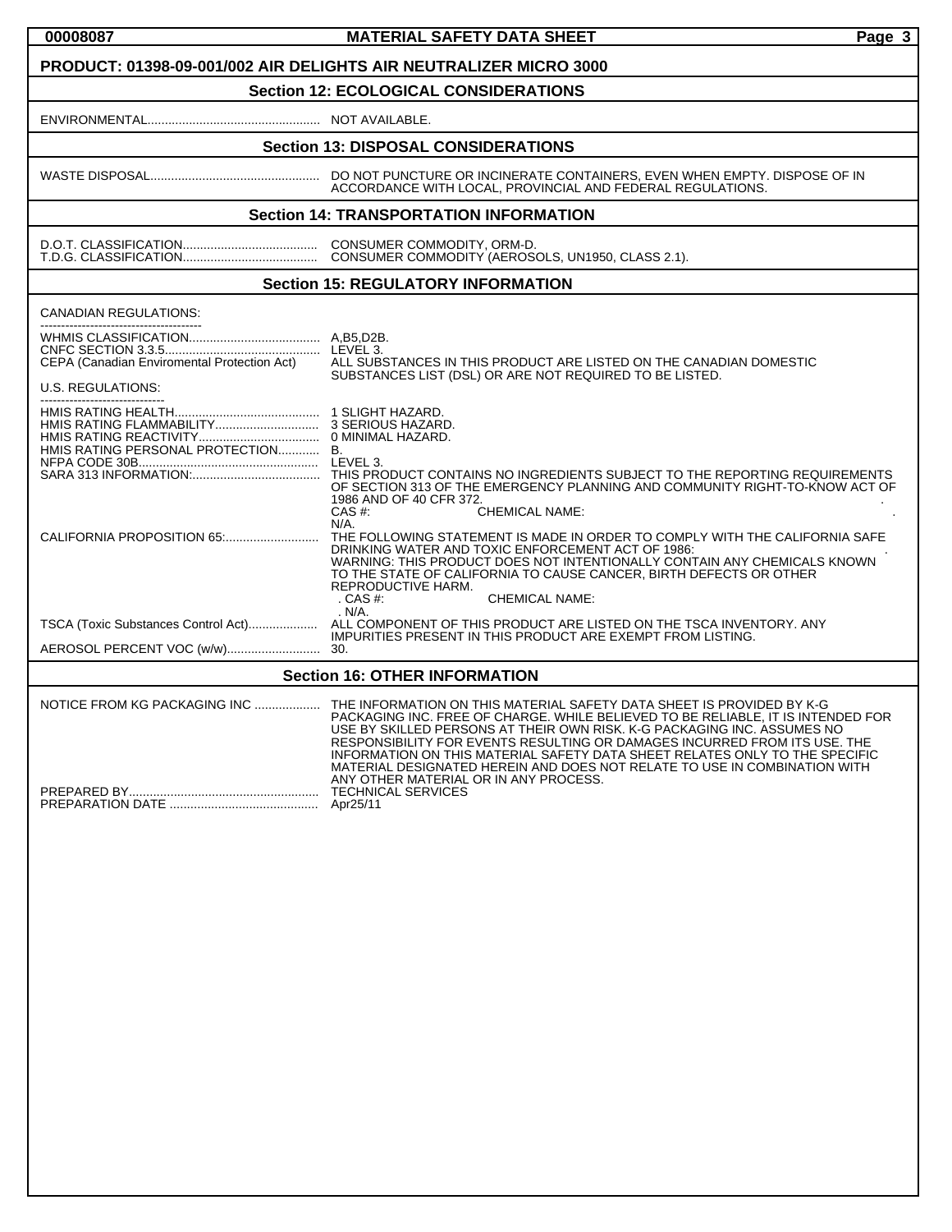**PRODUCT: 01398-09-001/002 AIR DELIGHTS AIR NEUTRALIZER MICRO 3000**

## Section 12: ECOLOGICAL CONSIDERATIONS

ENVIRONMENTAL.................................................. NOT AVAILABLE.

## Section 13: DISPOSAL CONSIDERATIONS

WASTE DISPOSAL................................................ DO NOT PUNCTURE OR INCINERATE CONTAINERS, EVEN WHEN EMPTY. DISPOSE OF IN ACCORDANCE WITH LOCAL, PROVINCIAL AND FEDERAL REGULATIONS.

## Section 14: TRANSPORTATION INFORMATION

D.O.T. CLASSIFICATION...................................... CONSUMER COMMODITY, ORM-D.
T.D.G. CLASSIFICATION...................................... CONSUMER COMMODITY (AEROSOLS, UN1950, CLASS 2.1).

## Section 15: REGULATORY INFORMATION

CANADIAN REGULATIONS:
--------------------------------------

WHMIS CLASSIFICATION...................................... A,B5,D2B.
CNFC SECTION 3.3.5............................................ LEVEL 3.
CEPA (Canadian Enviromental Protection Act) ALL SUBSTANCES IN THIS PRODUCT ARE LISTED ON THE CANADIAN DOMESTIC SUBSTANCES LIST (DSL) OR ARE NOT REQUIRED TO BE LISTED.

U.S. REGULATIONS:
------------------------------

HMIS RATING HEALTH.......................................... 1 SLIGHT HAZARD.
HMIS RATING FLAMMABILITY............................. 3 SERIOUS HAZARD.
HMIS RATING REACTIVITY................................... 0 MINIMAL HAZARD.
HMIS RATING PERSONAL PROTECTION............ B.
NFPA CODE 30B.................................................... LEVEL 3.
SARA 313 INFORMATION:..................................... THIS PRODUCT CONTAINS NO INGREDIENTS SUBJECT TO THE REPORTING REQUIREMENTS OF SECTION 313 OF THE EMERGENCY PLANNING AND COMMUNITY RIGHT-TO-KNOW ACT OF 1986 AND OF 40 CFR 372. .
CAS #: CHEMICAL NAME: .
N/A.
CALIFORNIA PROPOSITION 65:.......................... THE FOLLOWING STATEMENT IS MADE IN ORDER TO COMPLY WITH THE CALIFORNIA SAFE DRINKING WATER AND TOXIC ENFORCEMENT ACT OF 1986: .
WARNING: THIS PRODUCT DOES NOT INTENTIONALLY CONTAIN ANY CHEMICALS KNOWN TO THE STATE OF CALIFORNIA TO CAUSE CANCER, BIRTH DEFECTS OR OTHER REPRODUCTIVE HARM.
. CAS #: CHEMICAL NAME:
. N/A.
TSCA (Toxic Substances Control Act).................... ALL COMPONENT OF THIS PRODUCT ARE LISTED ON THE TSCA INVENTORY. ANY IMPURITIES PRESENT IN THIS PRODUCT ARE EXEMPT FROM LISTING.
AEROSOL PERCENT VOC (w/w)........................... 30.

## Section 16: OTHER INFORMATION

NOTICE FROM KG PACKAGING INC ................... THE INFORMATION ON THIS MATERIAL SAFETY DATA SHEET IS PROVIDED BY K-G PACKAGING INC. FREE OF CHARGE. WHILE BELIEVED TO BE RELIABLE, IT IS INTENDED FOR USE BY SKILLED PERSONS AT THEIR OWN RISK. K-G PACKAGING INC. ASSUMES NO RESPONSIBILITY FOR EVENTS RESULTING OR DAMAGES INCURRED FROM ITS USE. THE INFORMATION ON THIS MATERIAL SAFETY DATA SHEET RELATES ONLY TO THE SPECIFIC MATERIAL DESIGNATED HEREIN AND DOES NOT RELATE TO USE IN COMBINATION WITH ANY OTHER MATERIAL OR IN ANY PROCESS.
PREPARED BY....................................................... TECHNICAL SERVICES
PREPARATION DATE .......................................... Apr25/11